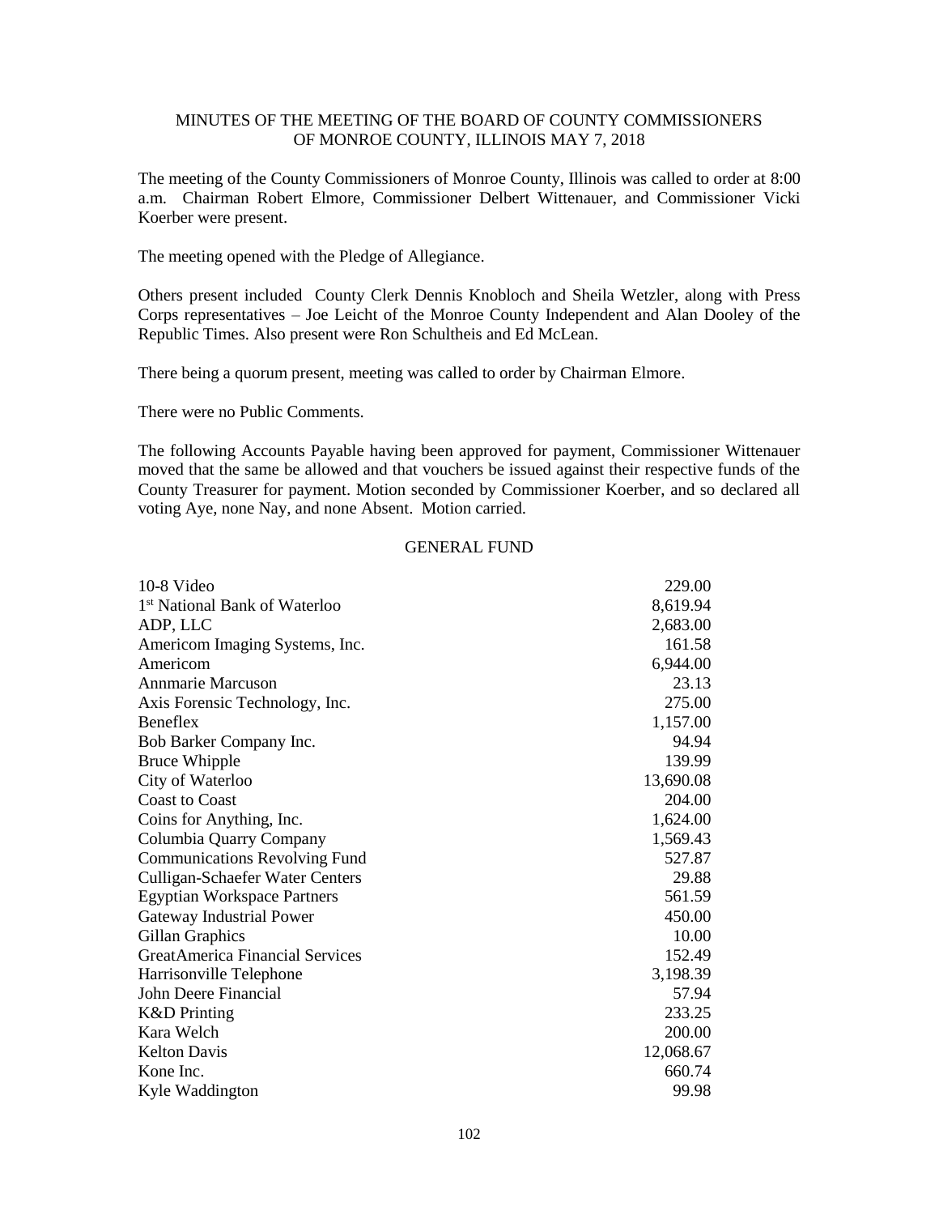# MINUTES OF THE MEETING OF THE BOARD OF COUNTY COMMISSIONERS OF MONROE COUNTY, ILLINOIS MAY 7, 2018

The meeting of the County Commissioners of Monroe County, Illinois was called to order at 8:00 a.m. Chairman Robert Elmore, Commissioner Delbert Wittenauer, and Commissioner Vicki Koerber were present.

The meeting opened with the Pledge of Allegiance.

Others present included County Clerk Dennis Knobloch and Sheila Wetzler, along with Press Corps representatives – Joe Leicht of the Monroe County Independent and Alan Dooley of the Republic Times. Also present were Ron Schultheis and Ed McLean.

There being a quorum present, meeting was called to order by Chairman Elmore.

There were no Public Comments.

The following Accounts Payable having been approved for payment, Commissioner Wittenauer moved that the same be allowed and that vouchers be issued against their respective funds of the County Treasurer for payment. Motion seconded by Commissioner Koerber, and so declared all voting Aye, none Nay, and none Absent. Motion carried.

## GENERAL FUND

| | |
|---|---:|
| 10-8 Video | 229.00 |
| 1st National Bank of Waterloo | 8,619.94 |
| ADP, LLC | 2,683.00 |
| Americom Imaging Systems, Inc. | 161.58 |
| Americom | 6,944.00 |
| Annmarie Marcuson | 23.13 |
| Axis Forensic Technology, Inc. | 275.00 |
| Beneflex | 1,157.00 |
| Bob Barker Company Inc. | 94.94 |
| Bruce Whipple | 139.99 |
| City of Waterloo | 13,690.08 |
| Coast to Coast | 204.00 |
| Coins for Anything, Inc. | 1,624.00 |
| Columbia Quarry Company | 1,569.43 |
| Communications Revolving Fund | 527.87 |
| Culligan-Schaefer Water Centers | 29.88 |
| Egyptian Workspace Partners | 561.59 |
| Gateway Industrial Power | 450.00 |
| Gillan Graphics | 10.00 |
| GreatAmerica Financial Services | 152.49 |
| Harrisonville Telephone | 3,198.39 |
| John Deere Financial | 57.94 |
| K&D Printing | 233.25 |
| Kara Welch | 200.00 |
| Kelton Davis | 12,068.67 |
| Kone Inc. | 660.74 |
| Kyle Waddington | 99.98 |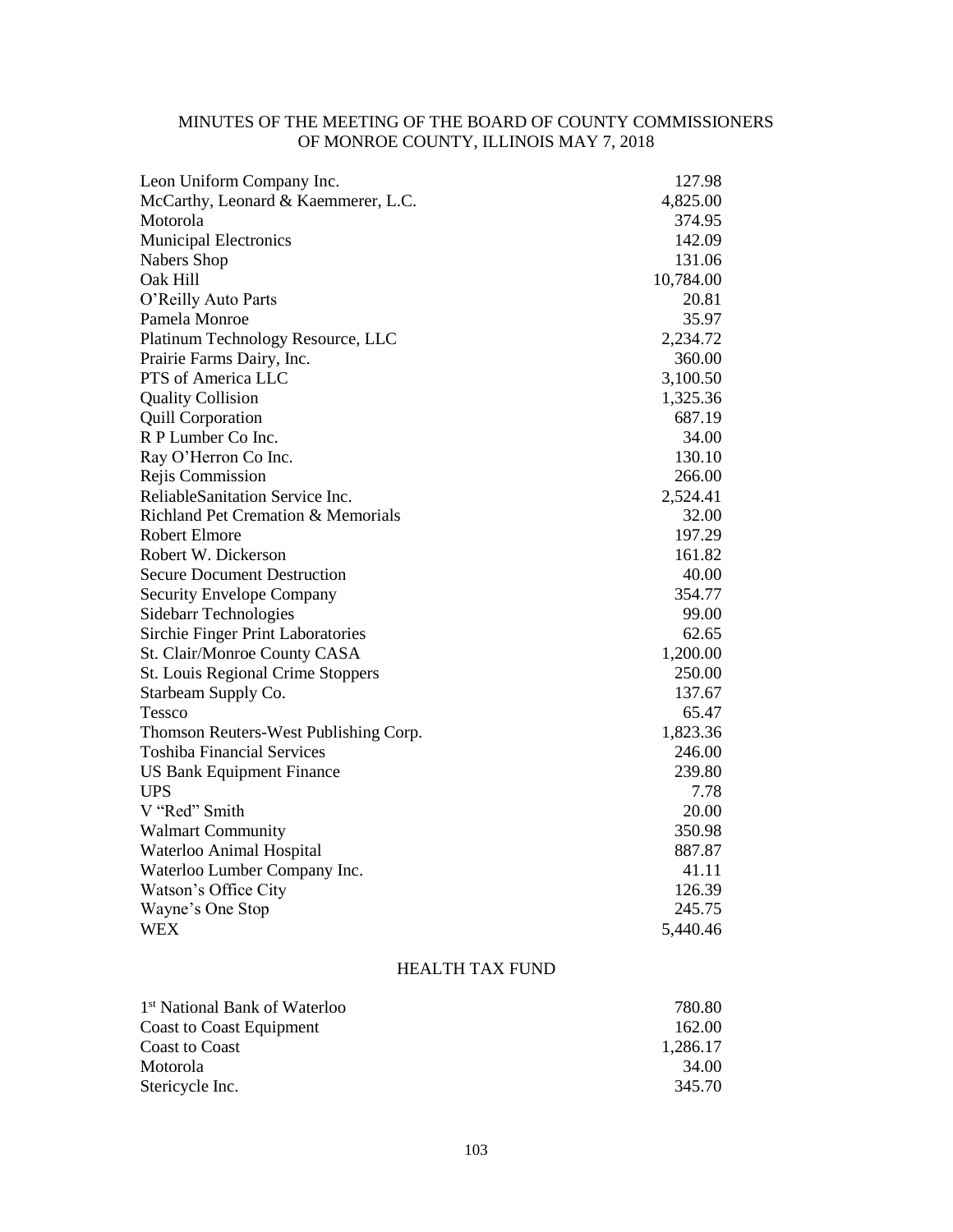MINUTES OF THE MEETING OF THE BOARD OF COUNTY COMMISSIONERS OF MONROE COUNTY, ILLINOIS MAY 7, 2018

| | |
|---|---|
| Leon Uniform Company Inc. | 127.98 |
| McCarthy, Leonard & Kaemmerer, L.C. | 4,825.00 |
| Motorola | 374.95 |
| Municipal Electronics | 142.09 |
| Nabers Shop | 131.06 |
| Oak Hill | 10,784.00 |
| O'Reilly Auto Parts | 20.81 |
| Pamela Monroe | 35.97 |
| Platinum Technology Resource, LLC | 2,234.72 |
| Prairie Farms Dairy, Inc. | 360.00 |
| PTS of America LLC | 3,100.50 |
| Quality Collision | 1,325.36 |
| Quill Corporation | 687.19 |
| R P Lumber Co Inc. | 34.00 |
| Ray O'Herron Co Inc. | 130.10 |
| Rejis Commission | 266.00 |
| ReliableSanitation Service Inc. | 2,524.41 |
| Richland Pet Cremation & Memorials | 32.00 |
| Robert Elmore | 197.29 |
| Robert W. Dickerson | 161.82 |
| Secure Document Destruction | 40.00 |
| Security Envelope Company | 354.77 |
| Sidebarr Technologies | 99.00 |
| Sirchie Finger Print Laboratories | 62.65 |
| St. Clair/Monroe County CASA | 1,200.00 |
| St. Louis Regional Crime Stoppers | 250.00 |
| Starbeam Supply Co. | 137.67 |
| Tessco | 65.47 |
| Thomson Reuters-West Publishing Corp. | 1,823.36 |
| Toshiba Financial Services | 246.00 |
| US Bank Equipment Finance | 239.80 |
| UPS | 7.78 |
| V "Red" Smith | 20.00 |
| Walmart Community | 350.98 |
| Waterloo Animal Hospital | 887.87 |
| Waterloo Lumber Company Inc. | 41.11 |
| Watson's Office City | 126.39 |
| Wayne's One Stop | 245.75 |
| WEX | 5,440.46 |

HEALTH TAX FUND

| | |
|---|---|
| 1st National Bank of Waterloo | 780.80 |
| Coast to Coast Equipment | 162.00 |
| Coast to Coast | 1,286.17 |
| Motorola | 34.00 |
| Stericycle Inc. | 345.70 |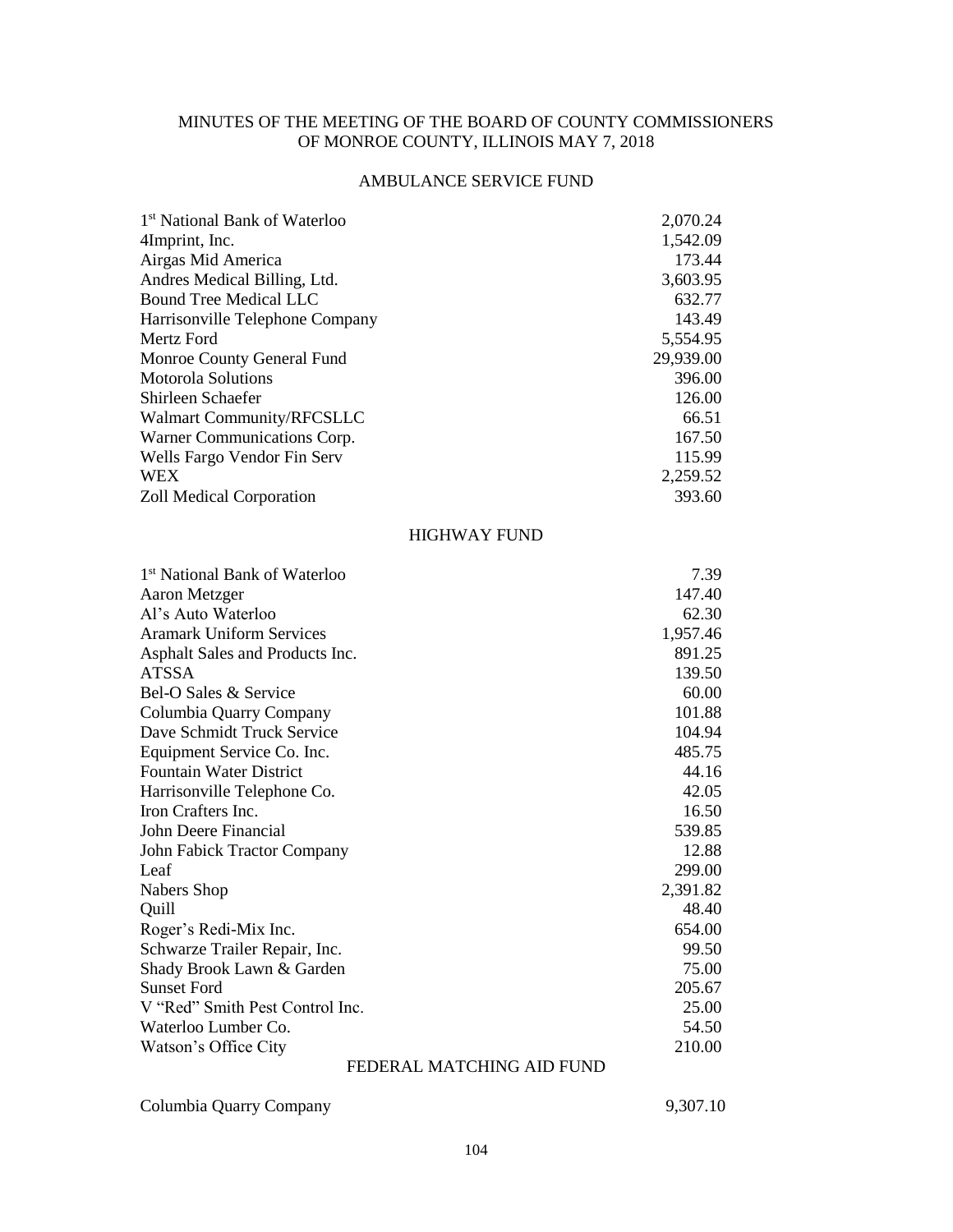MINUTES OF THE MEETING OF THE BOARD OF COUNTY COMMISSIONERS OF MONROE COUNTY, ILLINOIS MAY 7, 2018

## AMBULANCE SERVICE FUND

| | |
|---|---|
| 1st National Bank of Waterloo | 2,070.24 |
| 4Imprint, Inc. | 1,542.09 |
| Airgas Mid America | 173.44 |
| Andres Medical Billing, Ltd. | 3,603.95 |
| Bound Tree Medical LLC | 632.77 |
| Harrisonville Telephone Company | 143.49 |
| Mertz Ford | 5,554.95 |
| Monroe County General Fund | 29,939.00 |
| Motorola Solutions | 396.00 |
| Shirleen Schaefer | 126.00 |
| Walmart Community/RFCSLLC | 66.51 |
| Warner Communications Corp. | 167.50 |
| Wells Fargo Vendor Fin Serv | 115.99 |
| WEX | 2,259.52 |
| Zoll Medical Corporation | 393.60 |

## HIGHWAY FUND

| | |
|---|---|
| 1st National Bank of Waterloo | 7.39 |
| Aaron Metzger | 147.40 |
| Al's Auto Waterloo | 62.30 |
| Aramark Uniform Services | 1,957.46 |
| Asphalt Sales and Products Inc. | 891.25 |
| ATSSA | 139.50 |
| Bel-O Sales & Service | 60.00 |
| Columbia Quarry Company | 101.88 |
| Dave Schmidt Truck Service | 104.94 |
| Equipment Service Co. Inc. | 485.75 |
| Fountain Water District | 44.16 |
| Harrisonville Telephone Co. | 42.05 |
| Iron Crafters Inc. | 16.50 |
| John Deere Financial | 539.85 |
| John Fabick Tractor Company | 12.88 |
| Leaf | 299.00 |
| Nabers Shop | 2,391.82 |
| Quill | 48.40 |
| Roger's Redi-Mix Inc. | 654.00 |
| Schwarze Trailer Repair, Inc. | 99.50 |
| Shady Brook Lawn & Garden | 75.00 |
| Sunset Ford | 205.67 |
| V "Red" Smith Pest Control Inc. | 25.00 |
| Waterloo Lumber Co. | 54.50 |
| Watson's Office City | 210.00 |

## FEDERAL MATCHING AID FUND

| | |
|---|---|
| Columbia Quarry Company | 9,307.10 |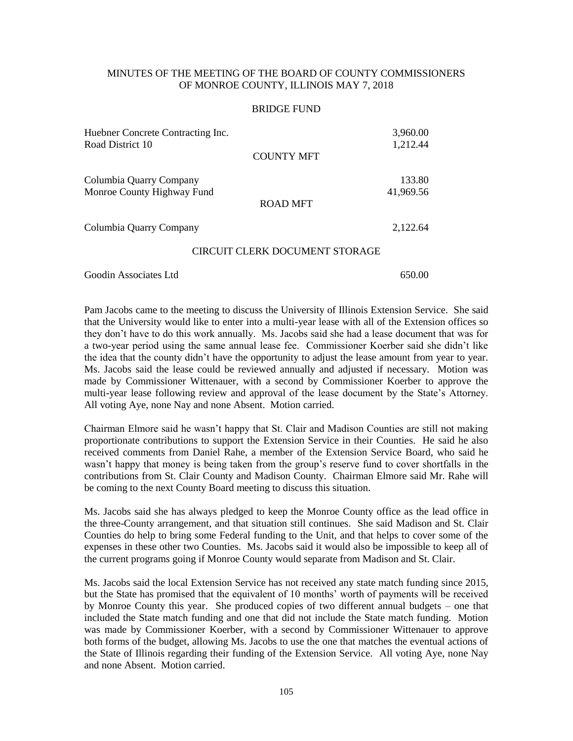MINUTES OF THE MEETING OF THE BOARD OF COUNTY COMMISSIONERS OF MONROE COUNTY, ILLINOIS MAY 7, 2018

BRIDGE FUND

| | |
|---|---|
| Huebner Concrete Contracting Inc. | 3,960.00 |
| Road District 10 | 1,212.44 |

COUNTY MFT

| | |
|---|---|
| Columbia Quarry Company | 133.80 |
| Monroe County Highway Fund | 41,969.56 |

ROAD MFT

| | |
|---|---|
| Columbia Quarry Company | 2,122.64 |

CIRCUIT CLERK DOCUMENT STORAGE

| | |
|---|---|
| Goodin Associates Ltd | 650.00 |

Pam Jacobs came to the meeting to discuss the University of Illinois Extension Service. She said that the University would like to enter into a multi-year lease with all of the Extension offices so they don't have to do this work annually. Ms. Jacobs said she had a lease document that was for a two-year period using the same annual lease fee. Commissioner Koerber said she didn't like the idea that the county didn't have the opportunity to adjust the lease amount from year to year. Ms. Jacobs said the lease could be reviewed annually and adjusted if necessary. Motion was made by Commissioner Wittenauer, with a second by Commissioner Koerber to approve the multi-year lease following review and approval of the lease document by the State's Attorney. All voting Aye, none Nay and none Absent. Motion carried.

Chairman Elmore said he wasn't happy that St. Clair and Madison Counties are still not making proportionate contributions to support the Extension Service in their Counties. He said he also received comments from Daniel Rahe, a member of the Extension Service Board, who said he wasn't happy that money is being taken from the group's reserve fund to cover shortfalls in the contributions from St. Clair County and Madison County. Chairman Elmore said Mr. Rahe will be coming to the next County Board meeting to discuss this situation.

Ms. Jacobs said she has always pledged to keep the Monroe County office as the lead office in the three-County arrangement, and that situation still continues. She said Madison and St. Clair Counties do help to bring some Federal funding to the Unit, and that helps to cover some of the expenses in these other two Counties. Ms. Jacobs said it would also be impossible to keep all of the current programs going if Monroe County would separate from Madison and St. Clair.

Ms. Jacobs said the local Extension Service has not received any state match funding since 2015, but the State has promised that the equivalent of 10 months' worth of payments will be received by Monroe County this year. She produced copies of two different annual budgets – one that included the State match funding and one that did not include the State match funding. Motion was made by Commissioner Koerber, with a second by Commissioner Wittenauer to approve both forms of the budget, allowing Ms. Jacobs to use the one that matches the eventual actions of the State of Illinois regarding their funding of the Extension Service. All voting Aye, none Nay and none Absent. Motion carried.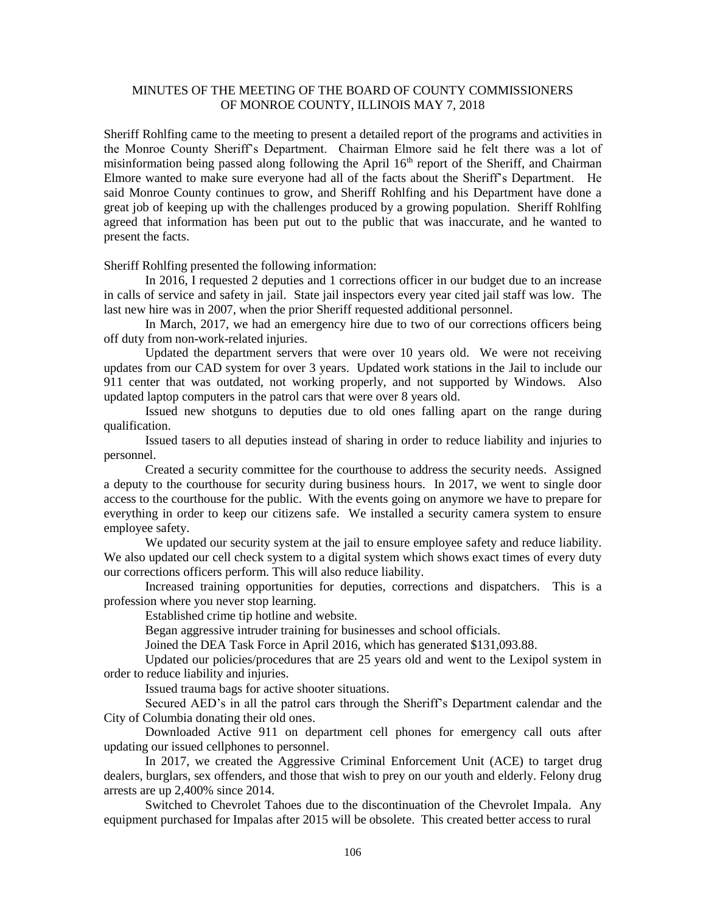MINUTES OF THE MEETING OF THE BOARD OF COUNTY COMMISSIONERS OF MONROE COUNTY, ILLINOIS MAY 7, 2018

Sheriff Rohlfing came to the meeting to present a detailed report of the programs and activities in the Monroe County Sheriff's Department. Chairman Elmore said he felt there was a lot of misinformation being passed along following the April 16th report of the Sheriff, and Chairman Elmore wanted to make sure everyone had all of the facts about the Sheriff's Department. He said Monroe County continues to grow, and Sheriff Rohlfing and his Department have done a great job of keeping up with the challenges produced by a growing population. Sheriff Rohlfing agreed that information has been put out to the public that was inaccurate, and he wanted to present the facts.

Sheriff Rohlfing presented the following information:

In 2016, I requested 2 deputies and 1 corrections officer in our budget due to an increase in calls of service and safety in jail. State jail inspectors every year cited jail staff was low. The last new hire was in 2007, when the prior Sheriff requested additional personnel.

In March, 2017, we had an emergency hire due to two of our corrections officers being off duty from non-work-related injuries.

Updated the department servers that were over 10 years old. We were not receiving updates from our CAD system for over 3 years. Updated work stations in the Jail to include our 911 center that was outdated, not working properly, and not supported by Windows. Also updated laptop computers in the patrol cars that were over 8 years old.

Issued new shotguns to deputies due to old ones falling apart on the range during qualification.

Issued tasers to all deputies instead of sharing in order to reduce liability and injuries to personnel.

Created a security committee for the courthouse to address the security needs. Assigned a deputy to the courthouse for security during business hours. In 2017, we went to single door access to the courthouse for the public. With the events going on anymore we have to prepare for everything in order to keep our citizens safe. We installed a security camera system to ensure employee safety.

We updated our security system at the jail to ensure employee safety and reduce liability. We also updated our cell check system to a digital system which shows exact times of every duty our corrections officers perform. This will also reduce liability.

Increased training opportunities for deputies, corrections and dispatchers. This is a profession where you never stop learning.

Established crime tip hotline and website.

Began aggressive intruder training for businesses and school officials.

Joined the DEA Task Force in April 2016, which has generated $131,093.88.

Updated our policies/procedures that are 25 years old and went to the Lexipol system in order to reduce liability and injuries.

Issued trauma bags for active shooter situations.

Secured AED's in all the patrol cars through the Sheriff's Department calendar and the City of Columbia donating their old ones.

Downloaded Active 911 on department cell phones for emergency call outs after updating our issued cellphones to personnel.

In 2017, we created the Aggressive Criminal Enforcement Unit (ACE) to target drug dealers, burglars, sex offenders, and those that wish to prey on our youth and elderly. Felony drug arrests are up 2,400% since 2014.

Switched to Chevrolet Tahoes due to the discontinuation of the Chevrolet Impala. Any equipment purchased for Impalas after 2015 will be obsolete. This created better access to rural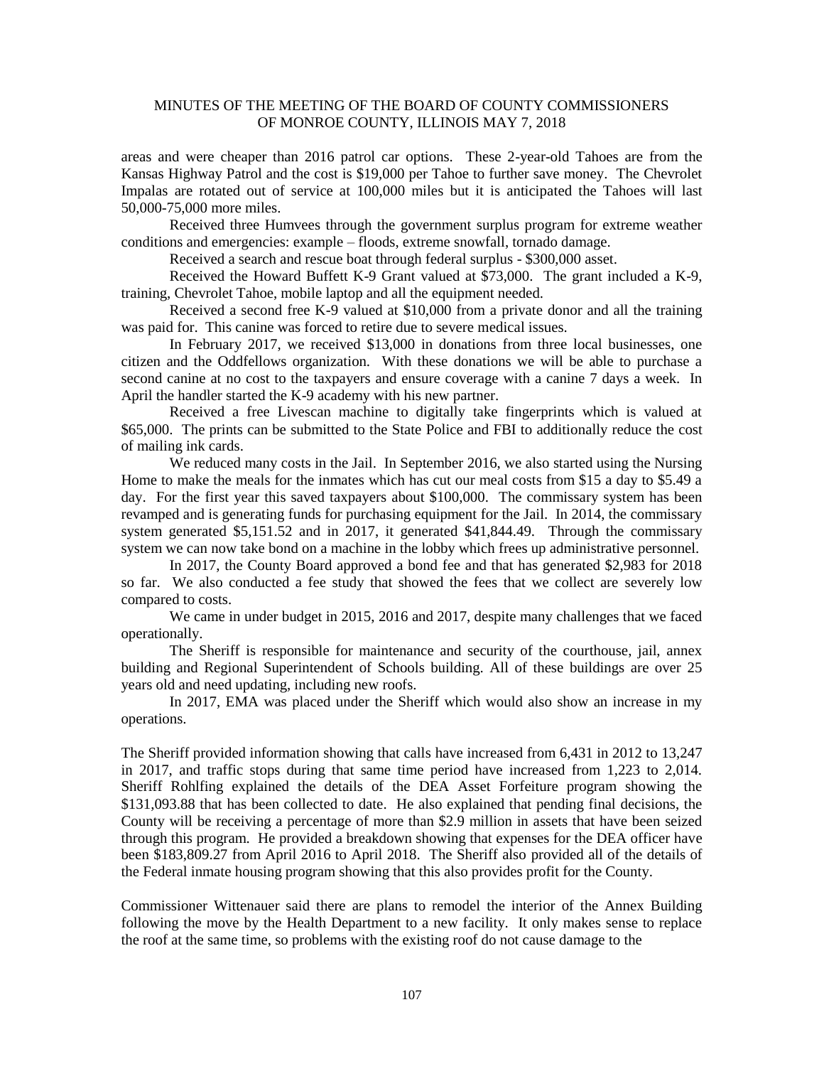areas and were cheaper than 2016 patrol car options. These 2-year-old Tahoes are from the Kansas Highway Patrol and the cost is $19,000 per Tahoe to further save money. The Chevrolet Impalas are rotated out of service at 100,000 miles but it is anticipated the Tahoes will last 50,000-75,000 more miles.

Received three Humvees through the government surplus program for extreme weather conditions and emergencies: example – floods, extreme snowfall, tornado damage.

Received a search and rescue boat through federal surplus - $300,000 asset.

Received the Howard Buffett K-9 Grant valued at $73,000. The grant included a K-9, training, Chevrolet Tahoe, mobile laptop and all the equipment needed.

Received a second free K-9 valued at $10,000 from a private donor and all the training was paid for. This canine was forced to retire due to severe medical issues.

In February 2017, we received $13,000 in donations from three local businesses, one citizen and the Oddfellows organization. With these donations we will be able to purchase a second canine at no cost to the taxpayers and ensure coverage with a canine 7 days a week. In April the handler started the K-9 academy with his new partner.

Received a free Livescan machine to digitally take fingerprints which is valued at $65,000. The prints can be submitted to the State Police and FBI to additionally reduce the cost of mailing ink cards.

We reduced many costs in the Jail. In September 2016, we also started using the Nursing Home to make the meals for the inmates which has cut our meal costs from $15 a day to $5.49 a day. For the first year this saved taxpayers about $100,000. The commissary system has been revamped and is generating funds for purchasing equipment for the Jail. In 2014, the commissary system generated $5,151.52 and in 2017, it generated $41,844.49. Through the commissary system we can now take bond on a machine in the lobby which frees up administrative personnel.

In 2017, the County Board approved a bond fee and that has generated $2,983 for 2018 so far. We also conducted a fee study that showed the fees that we collect are severely low compared to costs.

We came in under budget in 2015, 2016 and 2017, despite many challenges that we faced operationally.

The Sheriff is responsible for maintenance and security of the courthouse, jail, annex building and Regional Superintendent of Schools building. All of these buildings are over 25 years old and need updating, including new roofs.

In 2017, EMA was placed under the Sheriff which would also show an increase in my operations.

The Sheriff provided information showing that calls have increased from 6,431 in 2012 to 13,247 in 2017, and traffic stops during that same time period have increased from 1,223 to 2,014. Sheriff Rohlfing explained the details of the DEA Asset Forfeiture program showing the $131,093.88 that has been collected to date. He also explained that pending final decisions, the County will be receiving a percentage of more than $2.9 million in assets that have been seized through this program. He provided a breakdown showing that expenses for the DEA officer have been $183,809.27 from April 2016 to April 2018. The Sheriff also provided all of the details of the Federal inmate housing program showing that this also provides profit for the County.

Commissioner Wittenauer said there are plans to remodel the interior of the Annex Building following the move by the Health Department to a new facility. It only makes sense to replace the roof at the same time, so problems with the existing roof do not cause damage to the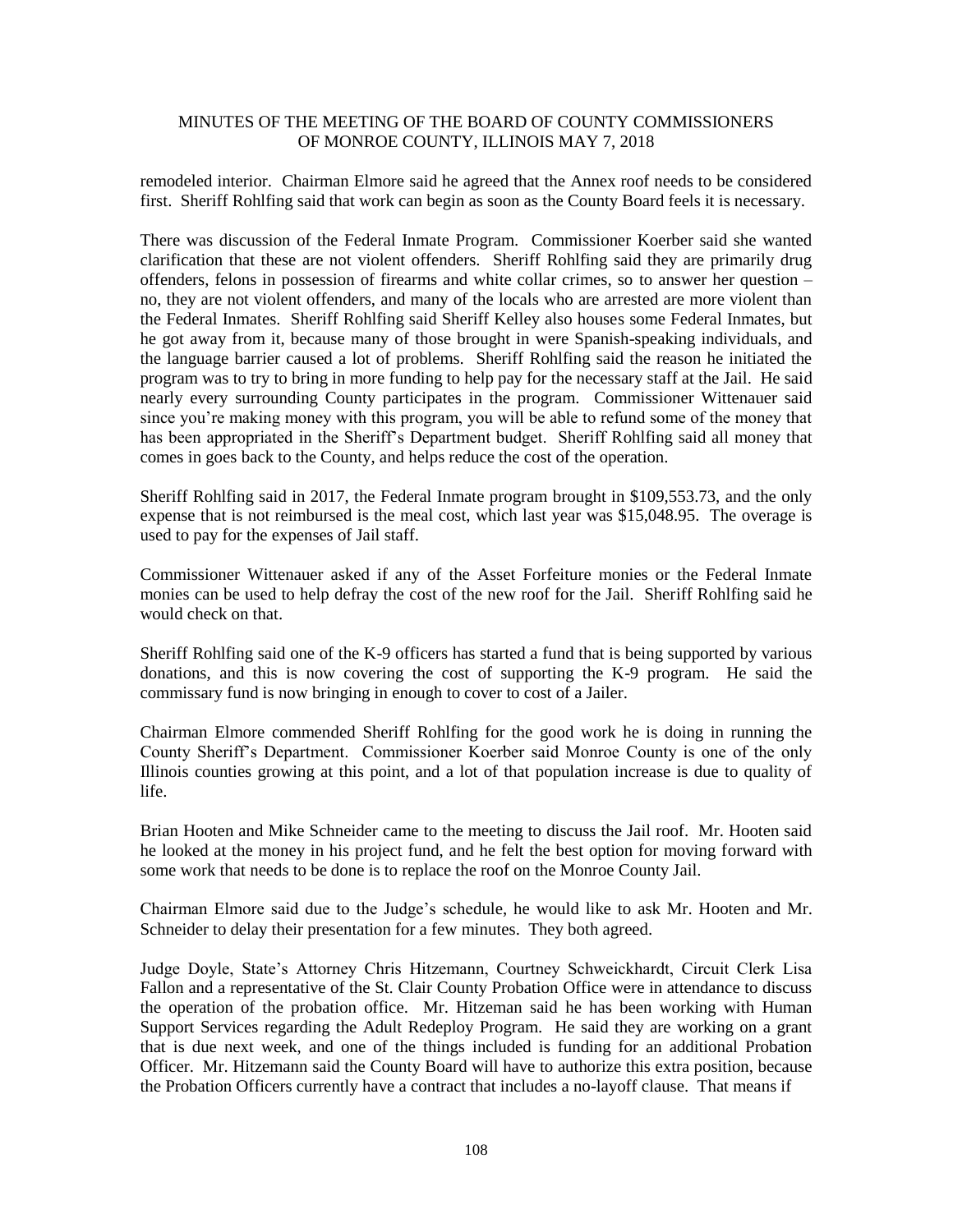remodeled interior. Chairman Elmore said he agreed that the Annex roof needs to be considered first. Sheriff Rohlfing said that work can begin as soon as the County Board feels it is necessary.

There was discussion of the Federal Inmate Program. Commissioner Koerber said she wanted clarification that these are not violent offenders. Sheriff Rohlfing said they are primarily drug offenders, felons in possession of firearms and white collar crimes, so to answer her question – no, they are not violent offenders, and many of the locals who are arrested are more violent than the Federal Inmates. Sheriff Rohlfing said Sheriff Kelley also houses some Federal Inmates, but he got away from it, because many of those brought in were Spanish-speaking individuals, and the language barrier caused a lot of problems. Sheriff Rohlfing said the reason he initiated the program was to try to bring in more funding to help pay for the necessary staff at the Jail. He said nearly every surrounding County participates in the program. Commissioner Wittenauer said since you're making money with this program, you will be able to refund some of the money that has been appropriated in the Sheriff's Department budget. Sheriff Rohlfing said all money that comes in goes back to the County, and helps reduce the cost of the operation.

Sheriff Rohlfing said in 2017, the Federal Inmate program brought in $109,553.73, and the only expense that is not reimbursed is the meal cost, which last year was $15,048.95. The overage is used to pay for the expenses of Jail staff.

Commissioner Wittenauer asked if any of the Asset Forfeiture monies or the Federal Inmate monies can be used to help defray the cost of the new roof for the Jail. Sheriff Rohlfing said he would check on that.

Sheriff Rohlfing said one of the K-9 officers has started a fund that is being supported by various donations, and this is now covering the cost of supporting the K-9 program. He said the commissary fund is now bringing in enough to cover to cost of a Jailer.

Chairman Elmore commended Sheriff Rohlfing for the good work he is doing in running the County Sheriff's Department. Commissioner Koerber said Monroe County is one of the only Illinois counties growing at this point, and a lot of that population increase is due to quality of life.

Brian Hooten and Mike Schneider came to the meeting to discuss the Jail roof. Mr. Hooten said he looked at the money in his project fund, and he felt the best option for moving forward with some work that needs to be done is to replace the roof on the Monroe County Jail.

Chairman Elmore said due to the Judge's schedule, he would like to ask Mr. Hooten and Mr. Schneider to delay their presentation for a few minutes. They both agreed.

Judge Doyle, State's Attorney Chris Hitzemann, Courtney Schweickhardt, Circuit Clerk Lisa Fallon and a representative of the St. Clair County Probation Office were in attendance to discuss the operation of the probation office. Mr. Hitzeman said he has been working with Human Support Services regarding the Adult Redeploy Program. He said they are working on a grant that is due next week, and one of the things included is funding for an additional Probation Officer. Mr. Hitzemann said the County Board will have to authorize this extra position, because the Probation Officers currently have a contract that includes a no-layoff clause. That means if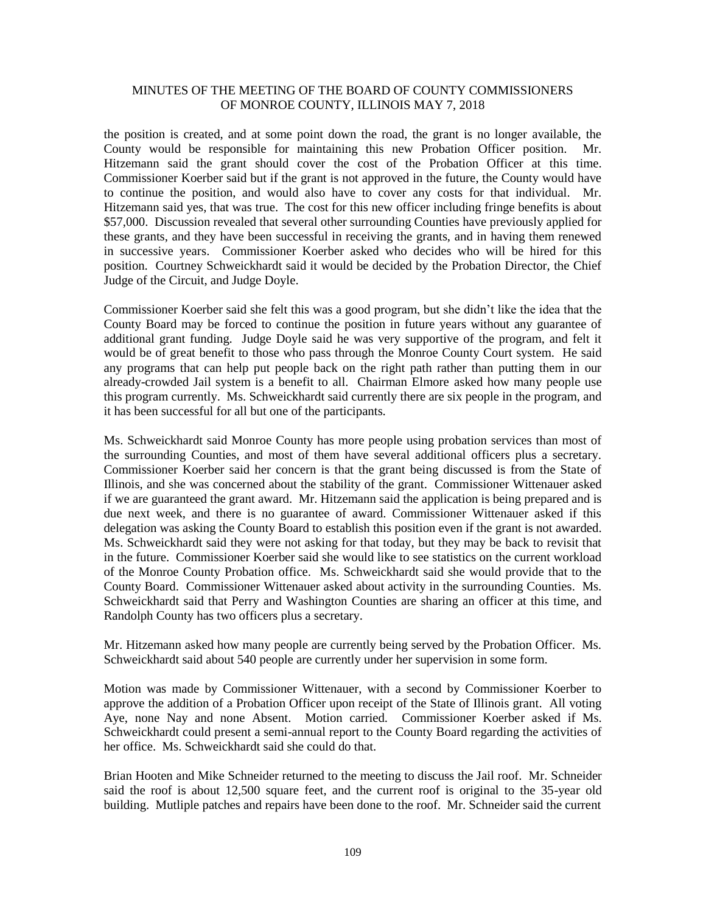the position is created, and at some point down the road, the grant is no longer available, the County would be responsible for maintaining this new Probation Officer position. Mr. Hitzemann said the grant should cover the cost of the Probation Officer at this time. Commissioner Koerber said but if the grant is not approved in the future, the County would have to continue the position, and would also have to cover any costs for that individual. Mr. Hitzemann said yes, that was true. The cost for this new officer including fringe benefits is about \$57,000. Discussion revealed that several other surrounding Counties have previously applied for these grants, and they have been successful in receiving the grants, and in having them renewed in successive years. Commissioner Koerber asked who decides who will be hired for this position. Courtney Schweickhardt said it would be decided by the Probation Director, the Chief Judge of the Circuit, and Judge Doyle.

Commissioner Koerber said she felt this was a good program, but she didn't like the idea that the County Board may be forced to continue the position in future years without any guarantee of additional grant funding. Judge Doyle said he was very supportive of the program, and felt it would be of great benefit to those who pass through the Monroe County Court system. He said any programs that can help put people back on the right path rather than putting them in our already-crowded Jail system is a benefit to all. Chairman Elmore asked how many people use this program currently. Ms. Schweickhardt said currently there are six people in the program, and it has been successful for all but one of the participants.

Ms. Schweickhardt said Monroe County has more people using probation services than most of the surrounding Counties, and most of them have several additional officers plus a secretary. Commissioner Koerber said her concern is that the grant being discussed is from the State of Illinois, and she was concerned about the stability of the grant. Commissioner Wittenauer asked if we are guaranteed the grant award. Mr. Hitzemann said the application is being prepared and is due next week, and there is no guarantee of award. Commissioner Wittenauer asked if this delegation was asking the County Board to establish this position even if the grant is not awarded. Ms. Schweickhardt said they were not asking for that today, but they may be back to revisit that in the future. Commissioner Koerber said she would like to see statistics on the current workload of the Monroe County Probation office. Ms. Schweickhardt said she would provide that to the County Board. Commissioner Wittenauer asked about activity in the surrounding Counties. Ms. Schweickhardt said that Perry and Washington Counties are sharing an officer at this time, and Randolph County has two officers plus a secretary.

Mr. Hitzemann asked how many people are currently being served by the Probation Officer. Ms. Schweickhardt said about 540 people are currently under her supervision in some form.

Motion was made by Commissioner Wittenauer, with a second by Commissioner Koerber to approve the addition of a Probation Officer upon receipt of the State of Illinois grant. All voting Aye, none Nay and none Absent. Motion carried. Commissioner Koerber asked if Ms. Schweickhardt could present a semi-annual report to the County Board regarding the activities of her office. Ms. Schweickhardt said she could do that.

Brian Hooten and Mike Schneider returned to the meeting to discuss the Jail roof. Mr. Schneider said the roof is about 12,500 square feet, and the current roof is original to the 35-year old building. Mutliple patches and repairs have been done to the roof. Mr. Schneider said the current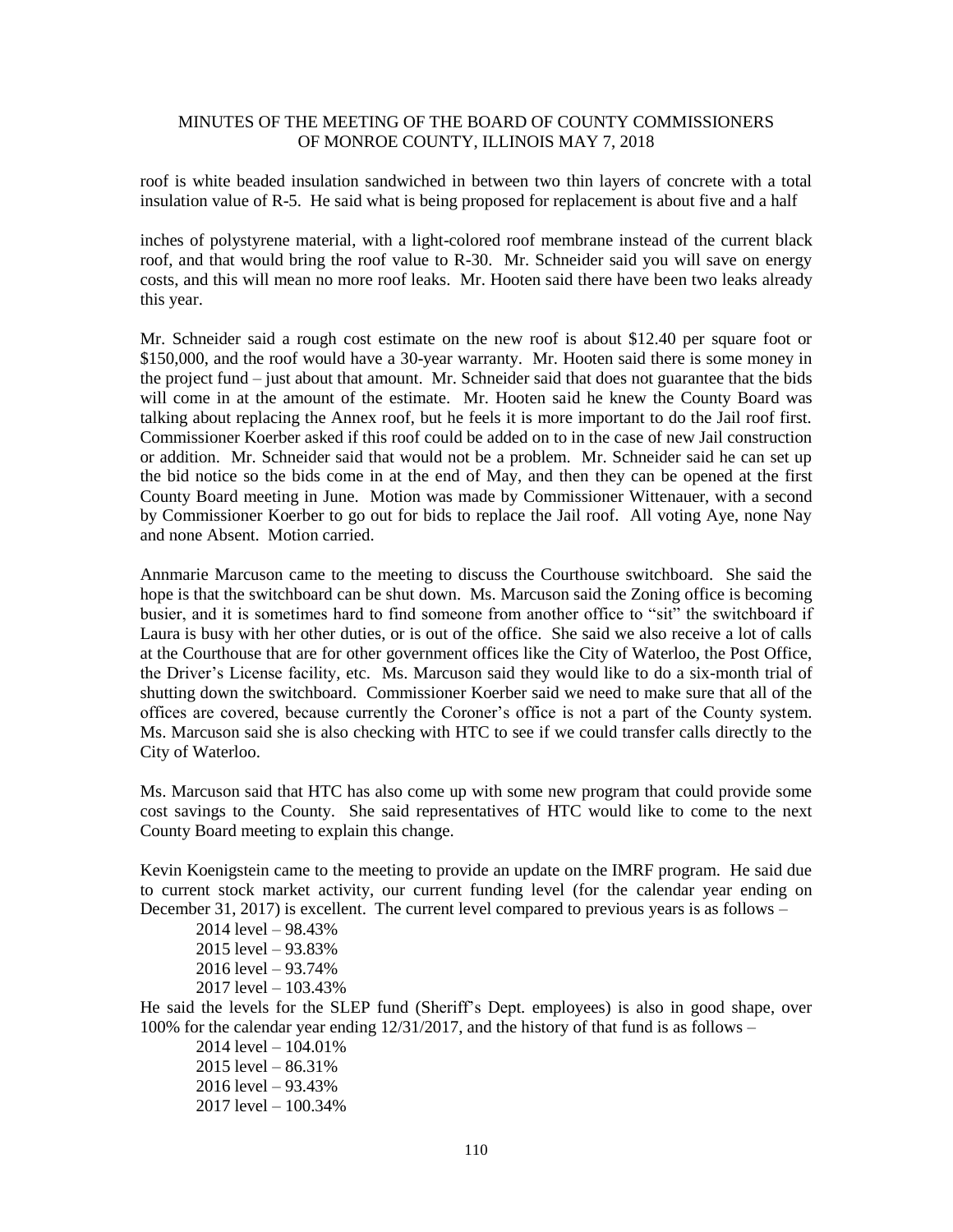roof is white beaded insulation sandwiched in between two thin layers of concrete with a total insulation value of R-5. He said what is being proposed for replacement is about five and a half

inches of polystyrene material, with a light-colored roof membrane instead of the current black roof, and that would bring the roof value to R-30. Mr. Schneider said you will save on energy costs, and this will mean no more roof leaks. Mr. Hooten said there have been two leaks already this year.

Mr. Schneider said a rough cost estimate on the new roof is about $12.40 per square foot or $150,000, and the roof would have a 30-year warranty. Mr. Hooten said there is some money in the project fund – just about that amount. Mr. Schneider said that does not guarantee that the bids will come in at the amount of the estimate. Mr. Hooten said he knew the County Board was talking about replacing the Annex roof, but he feels it is more important to do the Jail roof first. Commissioner Koerber asked if this roof could be added on to in the case of new Jail construction or addition. Mr. Schneider said that would not be a problem. Mr. Schneider said he can set up the bid notice so the bids come in at the end of May, and then they can be opened at the first County Board meeting in June. Motion was made by Commissioner Wittenauer, with a second by Commissioner Koerber to go out for bids to replace the Jail roof. All voting Aye, none Nay and none Absent. Motion carried.

Annmarie Marcuson came to the meeting to discuss the Courthouse switchboard. She said the hope is that the switchboard can be shut down. Ms. Marcuson said the Zoning office is becoming busier, and it is sometimes hard to find someone from another office to "sit" the switchboard if Laura is busy with her other duties, or is out of the office. She said we also receive a lot of calls at the Courthouse that are for other government offices like the City of Waterloo, the Post Office, the Driver's License facility, etc. Ms. Marcuson said they would like to do a six-month trial of shutting down the switchboard. Commissioner Koerber said we need to make sure that all of the offices are covered, because currently the Coroner's office is not a part of the County system. Ms. Marcuson said she is also checking with HTC to see if we could transfer calls directly to the City of Waterloo.

Ms. Marcuson said that HTC has also come up with some new program that could provide some cost savings to the County. She said representatives of HTC would like to come to the next County Board meeting to explain this change.

Kevin Koenigstein came to the meeting to provide an update on the IMRF program. He said due to current stock market activity, our current funding level (for the calendar year ending on December 31, 2017) is excellent. The current level compared to previous years is as follows –

2014 level – 98.43%
2015 level – 93.83%
2016 level – 93.74%
2017 level – 103.43%

He said the levels for the SLEP fund (Sheriff's Dept. employees) is also in good shape, over 100% for the calendar year ending 12/31/2017, and the history of that fund is as follows –

2014 level – 104.01%
2015 level – 86.31%
2016 level – 93.43%
2017 level – 100.34%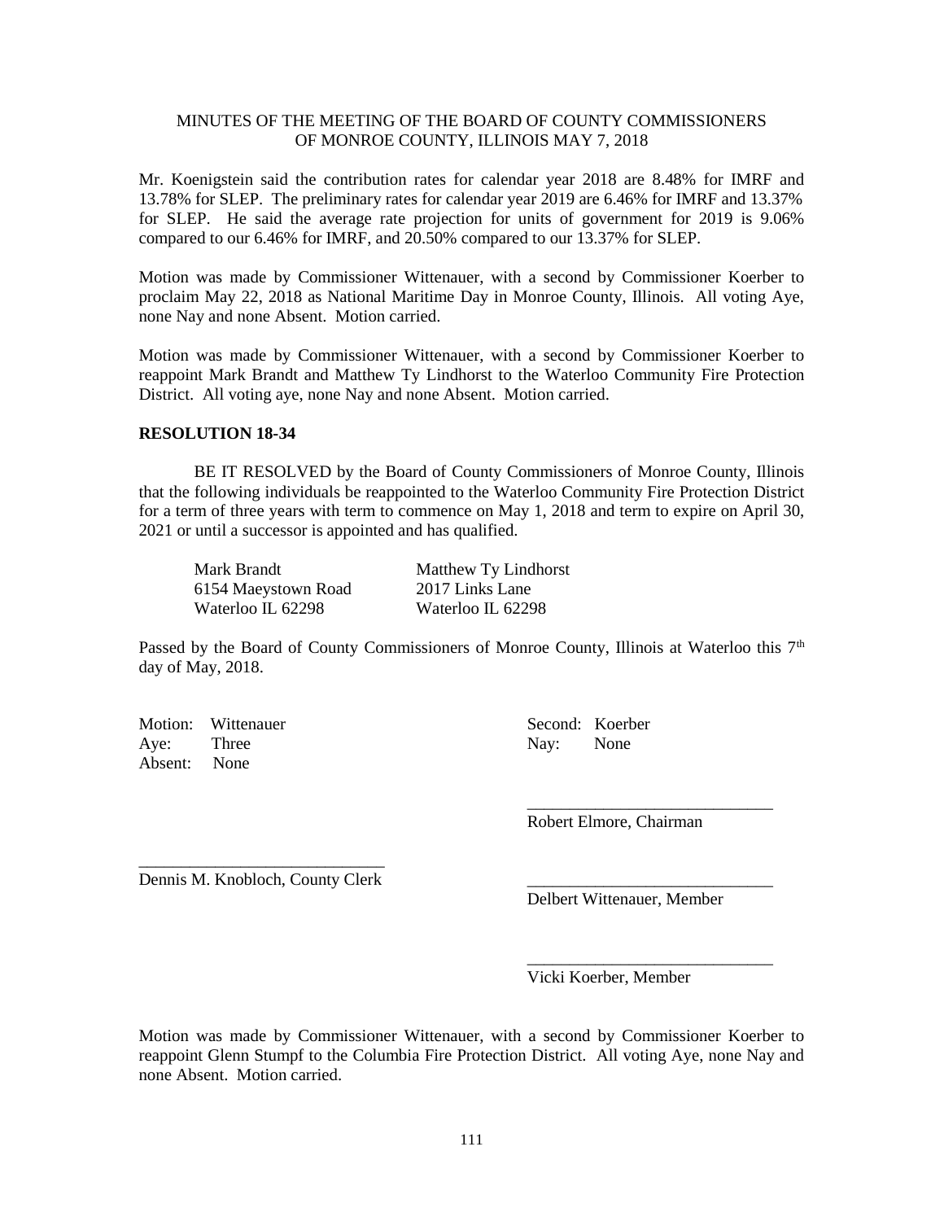MINUTES OF THE MEETING OF THE BOARD OF COUNTY COMMISSIONERS OF MONROE COUNTY, ILLINOIS MAY 7, 2018

Mr. Koenigstein said the contribution rates for calendar year 2018 are 8.48% for IMRF and 13.78% for SLEP. The preliminary rates for calendar year 2019 are 6.46% for IMRF and 13.37% for SLEP. He said the average rate projection for units of government for 2019 is 9.06% compared to our 6.46% for IMRF, and 20.50% compared to our 13.37% for SLEP.

Motion was made by Commissioner Wittenauer, with a second by Commissioner Koerber to proclaim May 22, 2018 as National Maritime Day in Monroe County, Illinois. All voting Aye, none Nay and none Absent. Motion carried.

Motion was made by Commissioner Wittenauer, with a second by Commissioner Koerber to reappoint Mark Brandt and Matthew Ty Lindhorst to the Waterloo Community Fire Protection District. All voting aye, none Nay and none Absent. Motion carried.

**RESOLUTION 18-34**

BE IT RESOLVED by the Board of County Commissioners of Monroe County, Illinois that the following individuals be reappointed to the Waterloo Community Fire Protection District for a term of three years with term to commence on May 1, 2018 and term to expire on April 30, 2021 or until a successor is appointed and has qualified.

Mark Brandt
6154 Maeystown Road
Waterloo IL 62298

Matthew Ty Lindhorst
2017 Links Lane
Waterloo IL 62298

Passed by the Board of County Commissioners of Monroe County, Illinois at Waterloo this 7th day of May, 2018.

Motion: Wittenauer
Second: Koerber
Aye: Three
Nay: None
Absent: None

_____________________________
Robert Elmore, Chairman

_____________________________
Dennis M. Knobloch, County Clerk

_____________________________
Delbert Wittenauer, Member

_____________________________
Vicki Koerber, Member

Motion was made by Commissioner Wittenauer, with a second by Commissioner Koerber to reappoint Glenn Stumpf to the Columbia Fire Protection District. All voting Aye, none Nay and none Absent. Motion carried.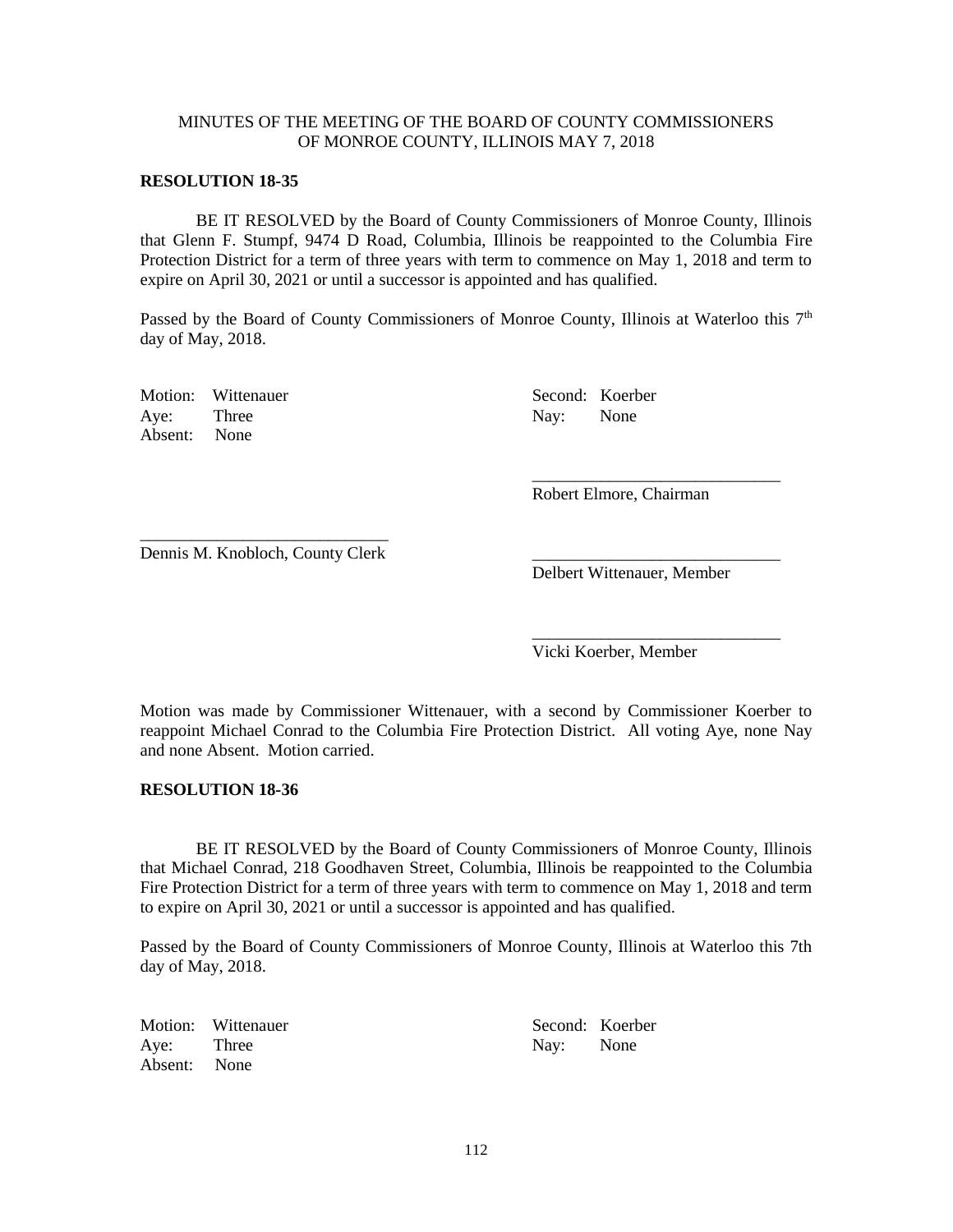MINUTES OF THE MEETING OF THE BOARD OF COUNTY COMMISSIONERS OF MONROE COUNTY, ILLINOIS MAY 7, 2018

**RESOLUTION 18-35**

BE IT RESOLVED by the Board of County Commissioners of Monroe County, Illinois that Glenn F. Stumpf, 9474 D Road, Columbia, Illinois be reappointed to the Columbia Fire Protection District for a term of three years with term to commence on May 1, 2018 and term to expire on April 30, 2021 or until a successor is appointed and has qualified.

Passed by the Board of County Commissioners of Monroe County, Illinois at Waterloo this 7th day of May, 2018.

Motion: Wittenauer
Aye: Three
Absent: None

Second: Koerber
Nay: None

_____________________________
Robert Elmore, Chairman

_____________________________
Dennis M. Knobloch, County Clerk

_____________________________
Delbert Wittenauer, Member

_____________________________
Vicki Koerber, Member

Motion was made by Commissioner Wittenauer, with a second by Commissioner Koerber to reappoint Michael Conrad to the Columbia Fire Protection District. All voting Aye, none Nay and none Absent. Motion carried.

**RESOLUTION 18-36**

BE IT RESOLVED by the Board of County Commissioners of Monroe County, Illinois that Michael Conrad, 218 Goodhaven Street, Columbia, Illinois be reappointed to the Columbia Fire Protection District for a term of three years with term to commence on May 1, 2018 and term to expire on April 30, 2021 or until a successor is appointed and has qualified.

Passed by the Board of County Commissioners of Monroe County, Illinois at Waterloo this 7th day of May, 2018.

Motion: Wittenauer
Aye: Three
Absent: None

Second: Koerber
Nay: None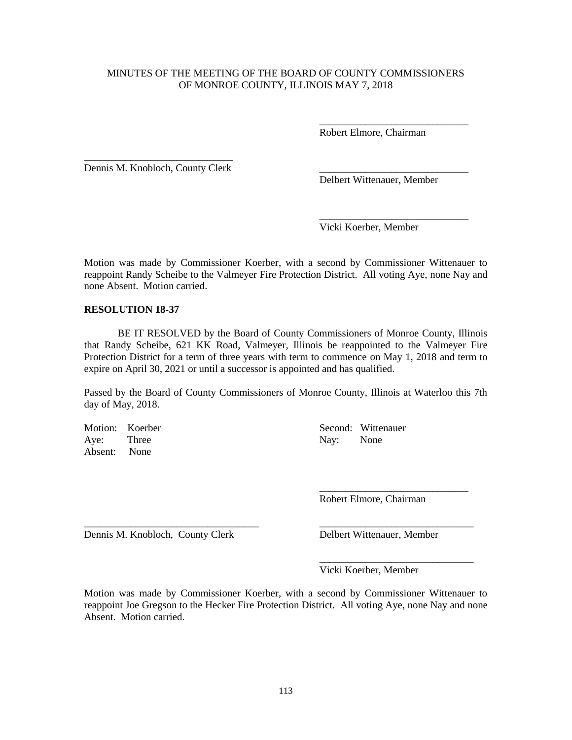MINUTES OF THE MEETING OF THE BOARD OF COUNTY COMMISSIONERS OF MONROE COUNTY, ILLINOIS MAY 7, 2018

_____________________________
Robert Elmore, Chairman

_____________________________
Dennis M. Knobloch, County Clerk

_____________________________
Delbert Wittenauer, Member

_____________________________
Vicki Koerber, Member

Motion was made by Commissioner Koerber, with a second by Commissioner Wittenauer to reappoint Randy Scheibe to the Valmeyer Fire Protection District. All voting Aye, none Nay and none Absent. Motion carried.

**RESOLUTION 18-37**

BE IT RESOLVED by the Board of County Commissioners of Monroe County, Illinois that Randy Scheibe, 621 KK Road, Valmeyer, Illinois be reappointed to the Valmeyer Fire Protection District for a term of three years with term to commence on May 1, 2018 and term to expire on April 30, 2021 or until a successor is appointed and has qualified.

Passed by the Board of County Commissioners of Monroe County, Illinois at Waterloo this 7th day of May, 2018.

Motion: Koerber
Second: Wittenauer
Aye: Three
Nay: None
Absent: None

_____________________________
Robert Elmore, Chairman

_____________________________
Dennis M. Knobloch, County Clerk

_____________________________
Delbert Wittenauer, Member

_____________________________
Vicki Koerber, Member

Motion was made by Commissioner Koerber, with a second by Commissioner Wittenauer to reappoint Joe Gregson to the Hecker Fire Protection District. All voting Aye, none Nay and none Absent. Motion carried.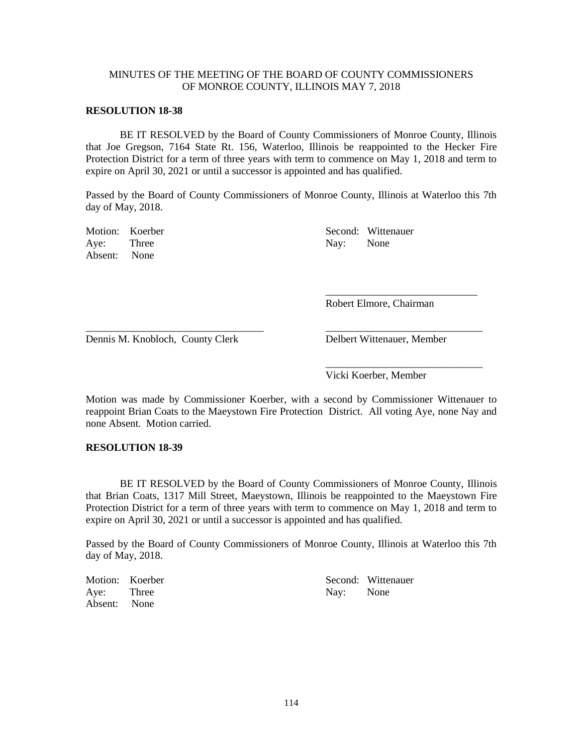MINUTES OF THE MEETING OF THE BOARD OF COUNTY COMMISSIONERS OF MONROE COUNTY, ILLINOIS MAY 7, 2018

**RESOLUTION 18-38**

BE IT RESOLVED by the Board of County Commissioners of Monroe County, Illinois that Joe Gregson, 7164 State Rt. 156, Waterloo, Illinois be reappointed to the Hecker Fire Protection District for a term of three years with term to commence on May 1, 2018 and term to expire on April 30, 2021 or until a successor is appointed and has qualified.

Passed by the Board of County Commissioners of Monroe County, Illinois at Waterloo this 7th day of May, 2018.

Motion: Koerber
Aye: Three
Absent: None

Second: Wittenauer
Nay: None

\_\_\_\_\_\_\_\_\_\_\_\_\_\_\_\_\_\_\_\_\_\_\_\_\_\_\_\_\_\_
Robert Elmore, Chairman

\_\_\_\_\_\_\_\_\_\_\_\_\_\_\_\_\_\_\_\_\_\_\_\_\_\_\_\_\_\_
Dennis M. Knobloch, County Clerk

\_\_\_\_\_\_\_\_\_\_\_\_\_\_\_\_\_\_\_\_\_\_\_\_\_\_\_\_\_\_
Delbert Wittenauer, Member

\_\_\_\_\_\_\_\_\_\_\_\_\_\_\_\_\_\_\_\_\_\_\_\_\_\_\_\_\_\_
Vicki Koerber, Member

Motion was made by Commissioner Koerber, with a second by Commissioner Wittenauer to reappoint Brian Coats to the Maeystown Fire Protection District. All voting Aye, none Nay and none Absent. Motion carried.

**RESOLUTION 18-39**

BE IT RESOLVED by the Board of County Commissioners of Monroe County, Illinois that Brian Coats, 1317 Mill Street, Maeystown, Illinois be reappointed to the Maeystown Fire Protection District for a term of three years with term to commence on May 1, 2018 and term to expire on April 30, 2021 or until a successor is appointed and has qualified.

Passed by the Board of County Commissioners of Monroe County, Illinois at Waterloo this 7th day of May, 2018.

Motion: Koerber
Aye: Three
Absent: None

Second: Wittenauer
Nay: None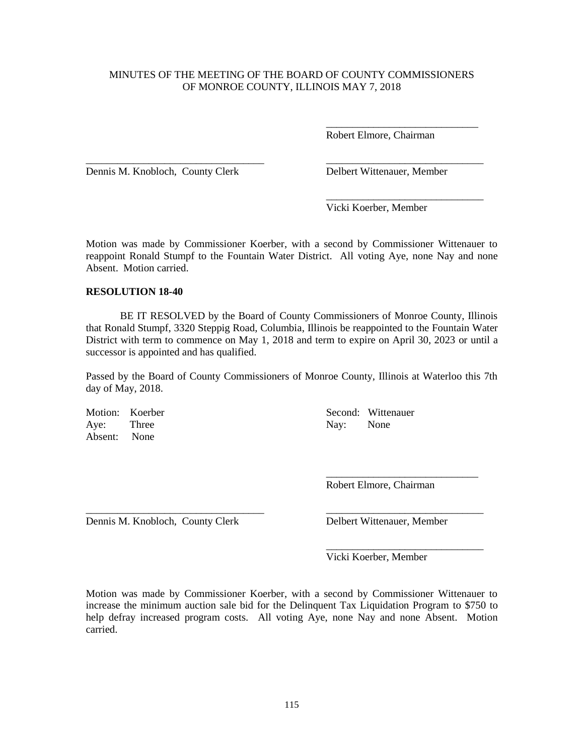MINUTES OF THE MEETING OF THE BOARD OF COUNTY COMMISSIONERS
OF MONROE COUNTY, ILLINOIS MAY 7, 2018

_____________________________
Robert Elmore, Chairman

_________________________________
Dennis M. Knobloch, County Clerk

_____________________________
Delbert Wittenauer, Member

_____________________________
Vicki Koerber, Member

Motion was made by Commissioner Koerber, with a second by Commissioner Wittenauer to reappoint Ronald Stumpf to the Fountain Water District. All voting Aye, none Nay and none Absent. Motion carried.

**RESOLUTION 18-40**

BE IT RESOLVED by the Board of County Commissioners of Monroe County, Illinois that Ronald Stumpf, 3320 Steppig Road, Columbia, Illinois be reappointed to the Fountain Water District with term to commence on May 1, 2018 and term to expire on April 30, 2023 or until a successor is appointed and has qualified.

Passed by the Board of County Commissioners of Monroe County, Illinois at Waterloo this 7th day of May, 2018.

Motion: Koerber
Second: Wittenauer
Aye: Three
Nay: None
Absent: None

_____________________________
Robert Elmore, Chairman

_________________________________
Dennis M. Knobloch, County Clerk

_____________________________
Delbert Wittenauer, Member

_____________________________
Vicki Koerber, Member

Motion was made by Commissioner Koerber, with a second by Commissioner Wittenauer to increase the minimum auction sale bid for the Delinquent Tax Liquidation Program to $750 to help defray increased program costs. All voting Aye, none Nay and none Absent. Motion carried.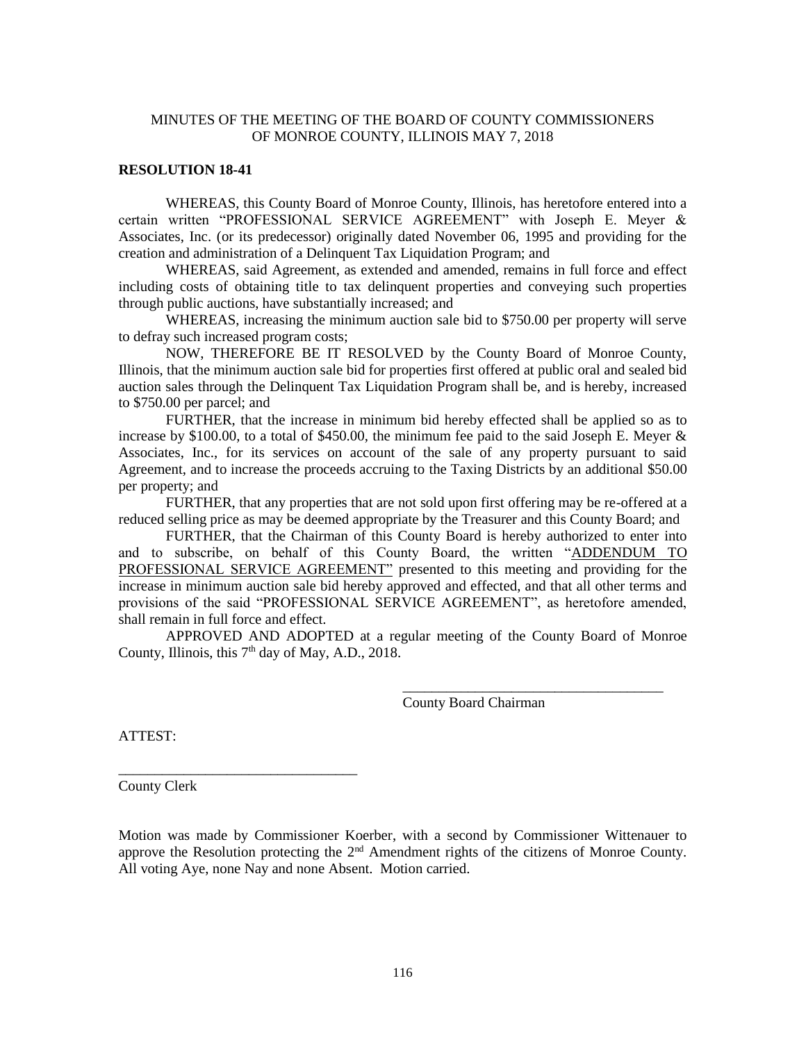MINUTES OF THE MEETING OF THE BOARD OF COUNTY COMMISSIONERS OF MONROE COUNTY, ILLINOIS MAY 7, 2018

**RESOLUTION 18-41**

WHEREAS, this County Board of Monroe County, Illinois, has heretofore entered into a certain written "PROFESSIONAL SERVICE AGREEMENT" with Joseph E. Meyer & Associates, Inc. (or its predecessor) originally dated November 06, 1995 and providing for the creation and administration of a Delinquent Tax Liquidation Program; and

WHEREAS, said Agreement, as extended and amended, remains in full force and effect including costs of obtaining title to tax delinquent properties and conveying such properties through public auctions, have substantially increased; and

WHEREAS, increasing the minimum auction sale bid to $750.00 per property will serve to defray such increased program costs;

NOW, THEREFORE BE IT RESOLVED by the County Board of Monroe County, Illinois, that the minimum auction sale bid for properties first offered at public oral and sealed bid auction sales through the Delinquent Tax Liquidation Program shall be, and is hereby, increased to $750.00 per parcel; and

FURTHER, that the increase in minimum bid hereby effected shall be applied so as to increase by $100.00, to a total of $450.00, the minimum fee paid to the said Joseph E. Meyer & Associates, Inc., for its services on account of the sale of any property pursuant to said Agreement, and to increase the proceeds accruing to the Taxing Districts by an additional $50.00 per property; and

FURTHER, that any properties that are not sold upon first offering may be re-offered at a reduced selling price as may be deemed appropriate by the Treasurer and this County Board; and

FURTHER, that the Chairman of this County Board is hereby authorized to enter into and to subscribe, on behalf of this County Board, the written "ADDENDUM TO PROFESSIONAL SERVICE AGREEMENT" presented to this meeting and providing for the increase in minimum auction sale bid hereby approved and effected, and that all other terms and provisions of the said "PROFESSIONAL SERVICE AGREEMENT", as heretofore amended, shall remain in full force and effect.

APPROVED AND ADOPTED at a regular meeting of the County Board of Monroe County, Illinois, this 7th day of May, A.D., 2018.

\_\_\_\_\_\_\_\_\_\_\_\_\_\_\_\_\_\_\_\_\_\_\_\_\_\_\_\_\_\_\_\_\_\_\_\_
County Board Chairman

ATTEST:

\_\_\_\_\_\_\_\_\_\_\_\_\_\_\_\_\_\_\_\_\_\_\_\_\_\_\_\_\_\_\_\_\_\_\_\_
County Clerk

Motion was made by Commissioner Koerber, with a second by Commissioner Wittenauer to approve the Resolution protecting the 2nd Amendment rights of the citizens of Monroe County. All voting Aye, none Nay and none Absent. Motion carried.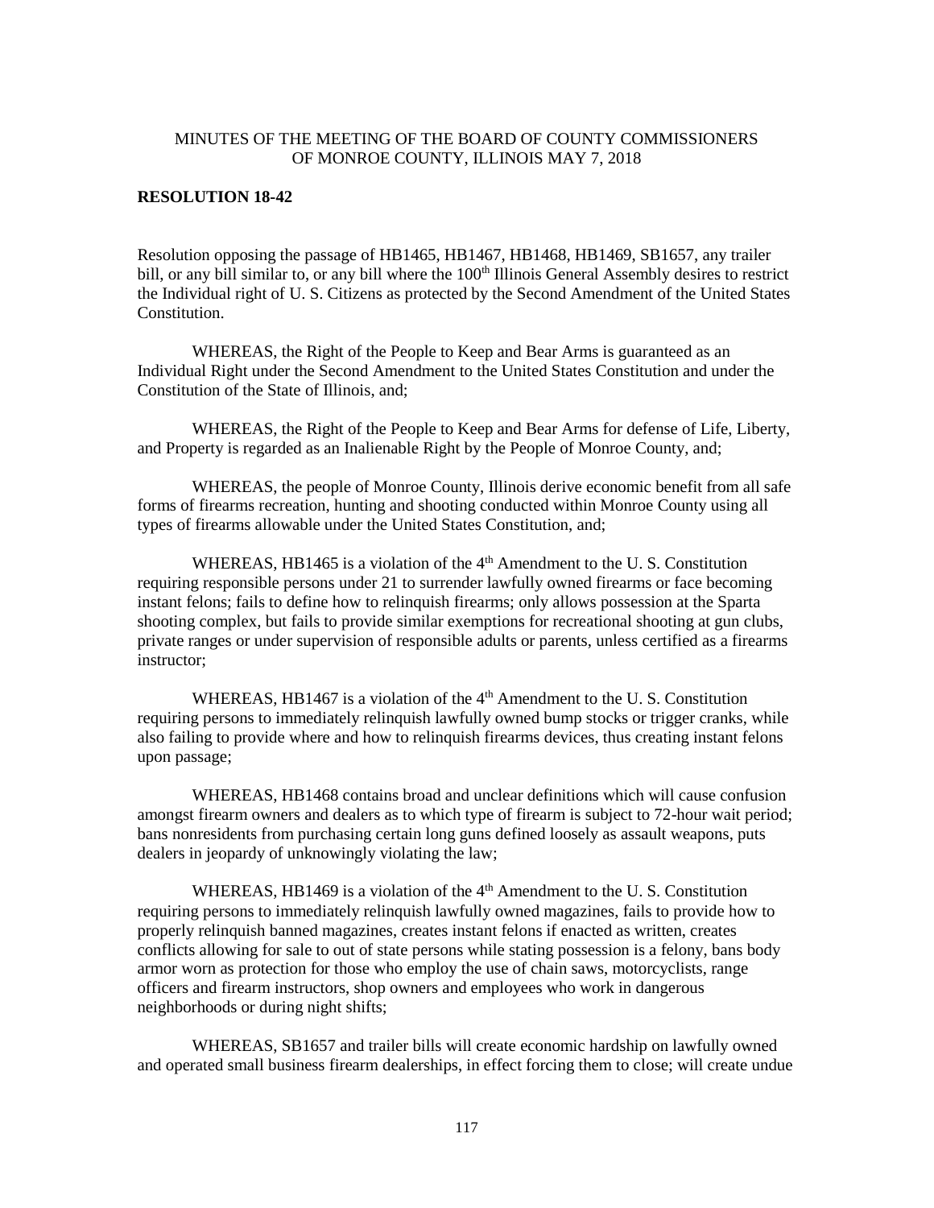MINUTES OF THE MEETING OF THE BOARD OF COUNTY COMMISSIONERS OF MONROE COUNTY, ILLINOIS MAY 7, 2018

**RESOLUTION 18-42**

Resolution opposing the passage of HB1465, HB1467, HB1468, HB1469, SB1657, any trailer bill, or any bill similar to, or any bill where the 100th Illinois General Assembly desires to restrict the Individual right of U. S. Citizens as protected by the Second Amendment of the United States Constitution.

WHEREAS, the Right of the People to Keep and Bear Arms is guaranteed as an Individual Right under the Second Amendment to the United States Constitution and under the Constitution of the State of Illinois, and;

WHEREAS, the Right of the People to Keep and Bear Arms for defense of Life, Liberty, and Property is regarded as an Inalienable Right by the People of Monroe County, and;

WHEREAS, the people of Monroe County, Illinois derive economic benefit from all safe forms of firearms recreation, hunting and shooting conducted within Monroe County using all types of firearms allowable under the United States Constitution, and;

WHEREAS, HB1465 is a violation of the 4th Amendment to the U. S. Constitution requiring responsible persons under 21 to surrender lawfully owned firearms or face becoming instant felons; fails to define how to relinquish firearms; only allows possession at the Sparta shooting complex, but fails to provide similar exemptions for recreational shooting at gun clubs, private ranges or under supervision of responsible adults or parents, unless certified as a firearms instructor;

WHEREAS, HB1467 is a violation of the 4th Amendment to the U. S. Constitution requiring persons to immediately relinquish lawfully owned bump stocks or trigger cranks, while also failing to provide where and how to relinquish firearms devices, thus creating instant felons upon passage;

WHEREAS, HB1468 contains broad and unclear definitions which will cause confusion amongst firearm owners and dealers as to which type of firearm is subject to 72-hour wait period; bans nonresidents from purchasing certain long guns defined loosely as assault weapons, puts dealers in jeopardy of unknowingly violating the law;

WHEREAS, HB1469 is a violation of the 4th Amendment to the U. S. Constitution requiring persons to immediately relinquish lawfully owned magazines, fails to provide how to properly relinquish banned magazines, creates instant felons if enacted as written, creates conflicts allowing for sale to out of state persons while stating possession is a felony, bans body armor worn as protection for those who employ the use of chain saws, motorcyclists, range officers and firearm instructors, shop owners and employees who work in dangerous neighborhoods or during night shifts;

WHEREAS, SB1657 and trailer bills will create economic hardship on lawfully owned and operated small business firearm dealerships, in effect forcing them to close; will create undue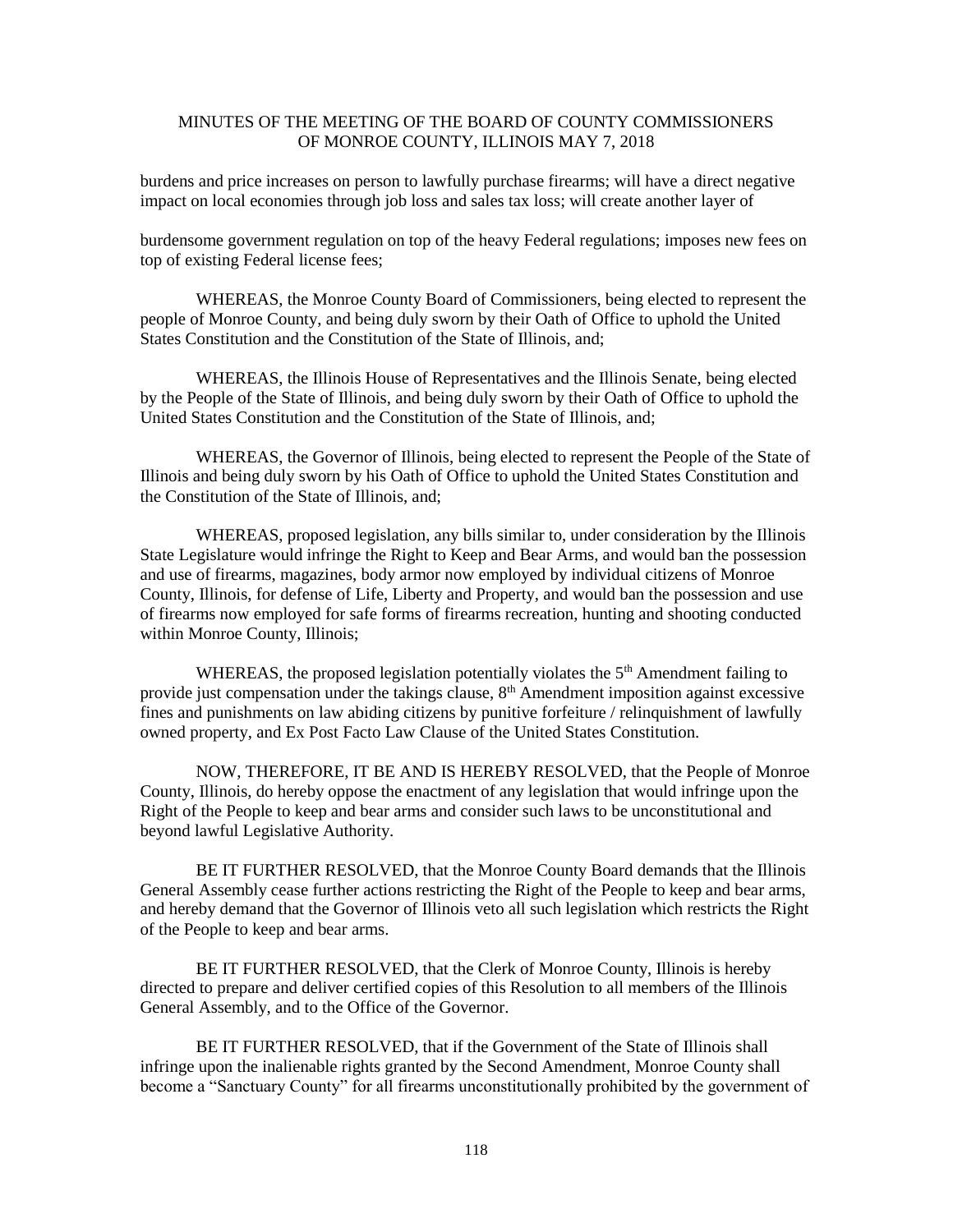burdens and price increases on person to lawfully purchase firearms; will have a direct negative impact on local economies through job loss and sales tax loss; will create another layer of

burdensome government regulation on top of the heavy Federal regulations; imposes new fees on top of existing Federal license fees;

WHEREAS, the Monroe County Board of Commissioners, being elected to represent the people of Monroe County, and being duly sworn by their Oath of Office to uphold the United States Constitution and the Constitution of the State of Illinois, and;

WHEREAS, the Illinois House of Representatives and the Illinois Senate, being elected by the People of the State of Illinois, and being duly sworn by their Oath of Office to uphold the United States Constitution and the Constitution of the State of Illinois, and;

WHEREAS, the Governor of Illinois, being elected to represent the People of the State of Illinois and being duly sworn by his Oath of Office to uphold the United States Constitution and the Constitution of the State of Illinois, and;

WHEREAS, proposed legislation, any bills similar to, under consideration by the Illinois State Legislature would infringe the Right to Keep and Bear Arms, and would ban the possession and use of firearms, magazines, body armor now employed by individual citizens of Monroe County, Illinois, for defense of Life, Liberty and Property, and would ban the possession and use of firearms now employed for safe forms of firearms recreation, hunting and shooting conducted within Monroe County, Illinois;

WHEREAS, the proposed legislation potentially violates the 5th Amendment failing to provide just compensation under the takings clause, 8th Amendment imposition against excessive fines and punishments on law abiding citizens by punitive forfeiture / relinquishment of lawfully owned property, and Ex Post Facto Law Clause of the United States Constitution.

NOW, THEREFORE, IT BE AND IS HEREBY RESOLVED, that the People of Monroe County, Illinois, do hereby oppose the enactment of any legislation that would infringe upon the Right of the People to keep and bear arms and consider such laws to be unconstitutional and beyond lawful Legislative Authority.

BE IT FURTHER RESOLVED, that the Monroe County Board demands that the Illinois General Assembly cease further actions restricting the Right of the People to keep and bear arms, and hereby demand that the Governor of Illinois veto all such legislation which restricts the Right of the People to keep and bear arms.

BE IT FURTHER RESOLVED, that the Clerk of Monroe County, Illinois is hereby directed to prepare and deliver certified copies of this Resolution to all members of the Illinois General Assembly, and to the Office of the Governor.

BE IT FURTHER RESOLVED, that if the Government of the State of Illinois shall infringe upon the inalienable rights granted by the Second Amendment, Monroe County shall become a "Sanctuary County" for all firearms unconstitutionally prohibited by the government of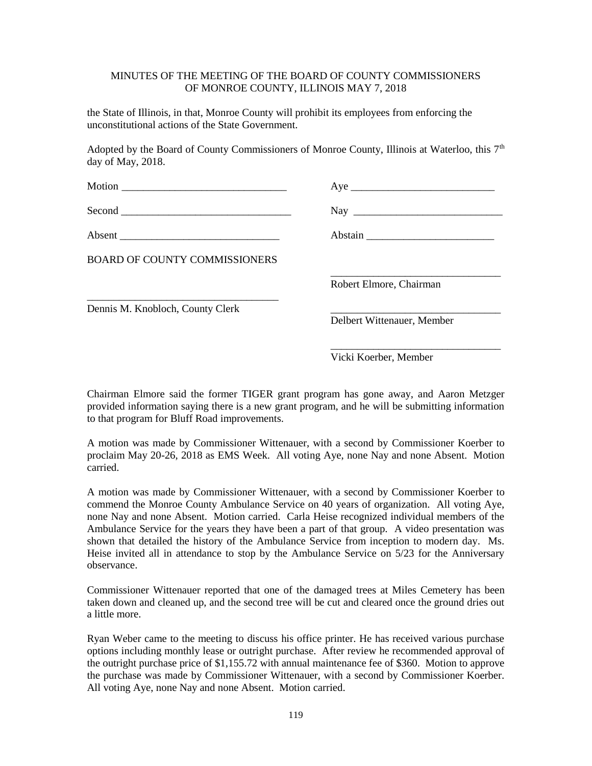MINUTES OF THE MEETING OF THE BOARD OF COUNTY COMMISSIONERS OF MONROE COUNTY, ILLINOIS MAY 7, 2018

the State of Illinois, in that, Monroe County will prohibit its employees from enforcing the unconstitutional actions of the State Government.

Adopted by the Board of County Commissioners of Monroe County, Illinois at Waterloo, this 7th day of May, 2018.

Motion ______________________________ Aye ___________________________

Second ______________________________ Nay ___________________________

Absent ______________________________ Abstain _________________________

BOARD OF COUNTY COMMISSIONERS

_______________________________
Robert Elmore, Chairman

___________________________________
Dennis M. Knobloch, County Clerk

_______________________________
Delbert Wittenauer, Member

_______________________________
Vicki Koerber, Member

Chairman Elmore said the former TIGER grant program has gone away, and Aaron Metzger provided information saying there is a new grant program, and he will be submitting information to that program for Bluff Road improvements.

A motion was made by Commissioner Wittenauer, with a second by Commissioner Koerber to proclaim May 20-26, 2018 as EMS Week. All voting Aye, none Nay and none Absent. Motion carried.

A motion was made by Commissioner Wittenauer, with a second by Commissioner Koerber to commend the Monroe County Ambulance Service on 40 years of organization. All voting Aye, none Nay and none Absent. Motion carried. Carla Heise recognized individual members of the Ambulance Service for the years they have been a part of that group. A video presentation was shown that detailed the history of the Ambulance Service from inception to modern day. Ms. Heise invited all in attendance to stop by the Ambulance Service on 5/23 for the Anniversary observance.

Commissioner Wittenauer reported that one of the damaged trees at Miles Cemetery has been taken down and cleaned up, and the second tree will be cut and cleared once the ground dries out a little more.

Ryan Weber came to the meeting to discuss his office printer. He has received various purchase options including monthly lease or outright purchase. After review he recommended approval of the outright purchase price of $1,155.72 with annual maintenance fee of $360. Motion to approve the purchase was made by Commissioner Wittenauer, with a second by Commissioner Koerber. All voting Aye, none Nay and none Absent. Motion carried.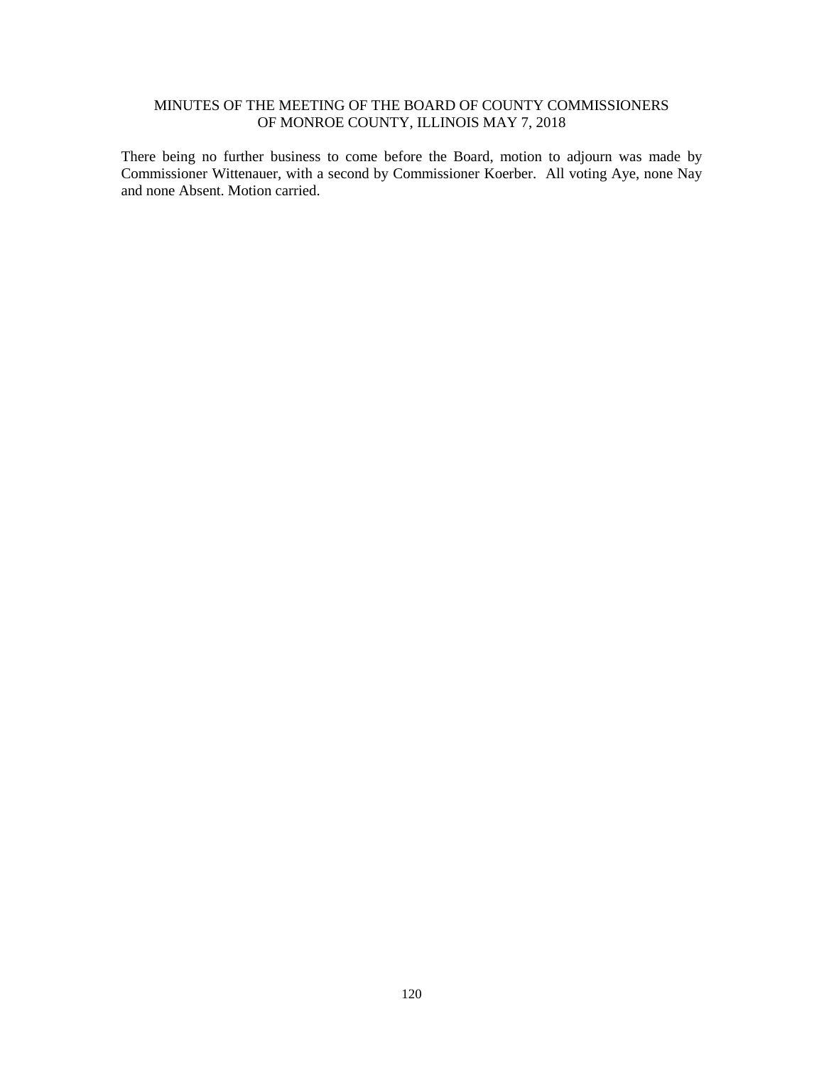MINUTES OF THE MEETING OF THE BOARD OF COUNTY COMMISSIONERS
OF MONROE COUNTY, ILLINOIS MAY 7, 2018

There being no further business to come before the Board, motion to adjourn was made by Commissioner Wittenauer, with a second by Commissioner Koerber. All voting Aye, none Nay and none Absent. Motion carried.